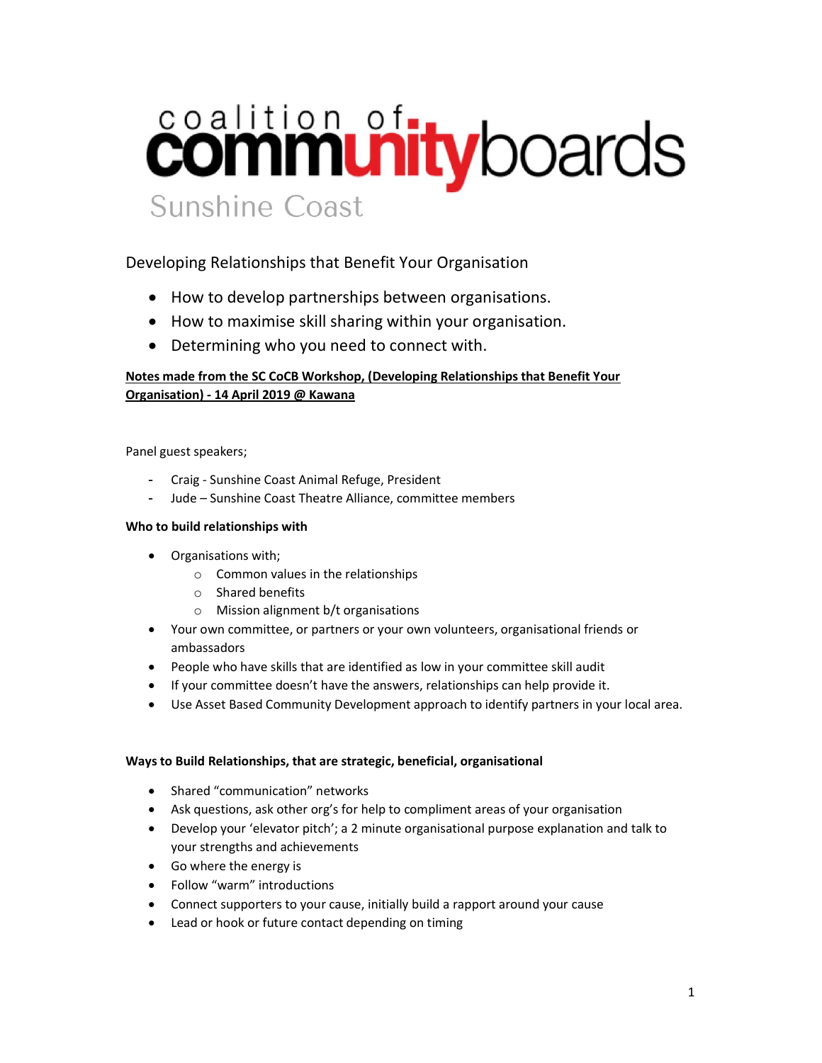# coalition of communityboards

## Sunshine Coast

## Developing Relationships that Benefit Your Organisation

- How to develop partnerships between organisations.
- How to maximise skill sharing within your organisation.
- Determining who you need to connect with.

**Notes made from the SC CoCB Workshop, (Developing Relationships that Benefit Your Organisation) - 14 April 2019 @ Kawana**

Panel guest speakers;

- Craig - Sunshine Coast Animal Refuge, President
- Jude – Sunshine Coast Theatre Alliance, committee members

**Who to build relationships with**

- Organisations with;
  - Common values in the relationships
  - Shared benefits
  - Mission alignment b/t organisations
- Your own committee, or partners or your own volunteers, organisational friends or ambassadors
- People who have skills that are identified as low in your committee skill audit
- If your committee doesn't have the answers, relationships can help provide it.
- Use Asset Based Community Development approach to identify partners in your local area.

**Ways to Build Relationships, that are strategic, beneficial, organisational**

- Shared "communication" networks
- Ask questions, ask other org's for help to compliment areas of your organisation
- Develop your 'elevator pitch'; a 2 minute organisational purpose explanation and talk to your strengths and achievements
- Go where the energy is
- Follow "warm" introductions
- Connect supporters to your cause, initially build a rapport around your cause
- Lead or hook or future contact depending on timing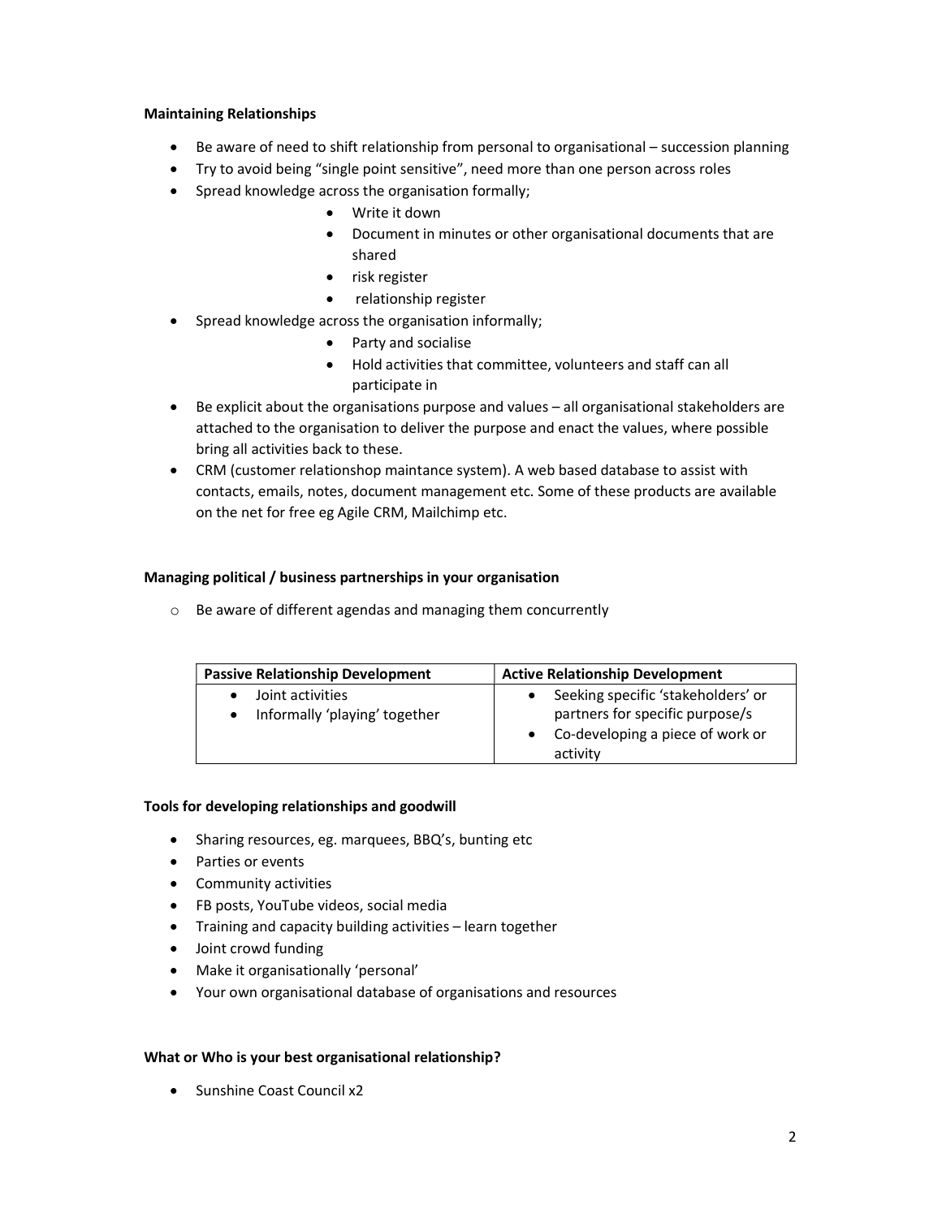**Maintaining Relationships**

- Be aware of need to shift relationship from personal to organisational – succession planning
- Try to avoid being "single point sensitive", need more than one person across roles
- Spread knowledge across the organisation formally;
    - Write it down
    - Document in minutes or other organisational documents that are shared
    - risk register
    - relationship register
- Spread knowledge across the organisation informally;
    - Party and socialise
    - Hold activities that committee, volunteers and staff can all participate in
- Be explicit about the organisations purpose and values – all organisational stakeholders are attached to the organisation to deliver the purpose and enact the values, where possible bring all activities back to these.
- CRM (customer relationshop maintance system). A web based database to assist with contacts, emails, notes, document management etc. Some of these products are available on the net for free eg Agile CRM, Mailchimp etc.

**Managing political / business partnerships in your organisation**

- Be aware of different agendas and managing them concurrently

| Passive Relationship Development | Active Relationship Development |
| --- | --- |
| • Joint activities<br>• Informally 'playing' together | • Seeking specific 'stakeholders' or partners for specific purpose/s<br>• Co-developing a piece of work or activity |

**Tools for developing relationships and goodwill**

- Sharing resources, eg. marquees, BBQ's, bunting etc
- Parties or events
- Community activities
- FB posts, YouTube videos, social media
- Training and capacity building activities – learn together
- Joint crowd funding
- Make it organisationally 'personal'
- Your own organisational database of organisations and resources

**What or Who is your best organisational relationship?**

- Sunshine Coast Council x2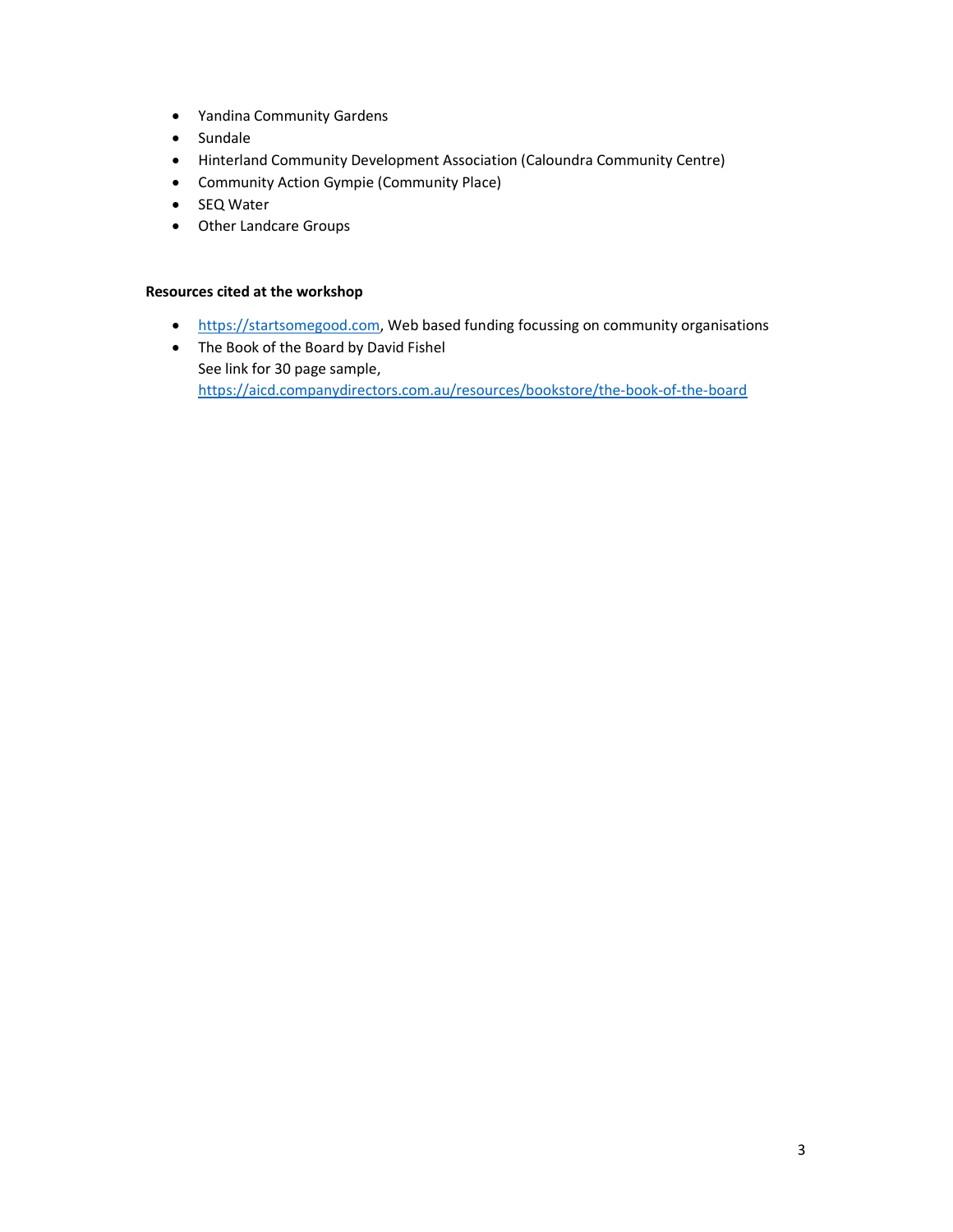- Yandina Community Gardens
- Sundale
- Hinterland Community Development Association (Caloundra Community Centre)
- Community Action Gympie (Community Place)
- SEQ Water
- Other Landcare Groups

**Resources cited at the workshop**

- https://startsomegood.com, Web based funding focussing on community organisations
- The Book of the Board by David Fishel
  See link for 30 page sample,
  https://aicd.companydirectors.com.au/resources/bookstore/the-book-of-the-board